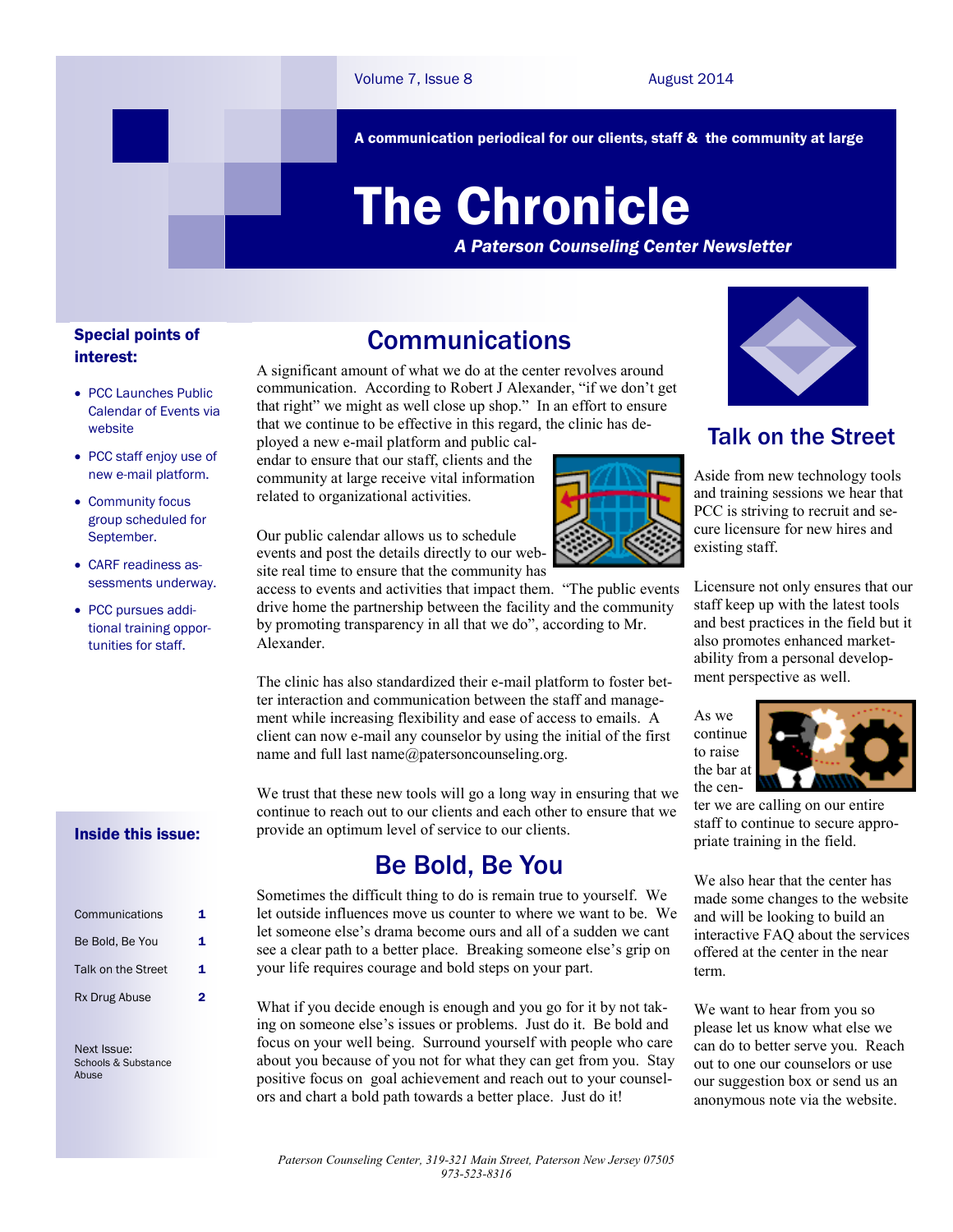A communication periodical for our clients, staff & the community at large

# The Chronicle

*A Paterson Counseling Center Newsletter*

Volume 7, Issue 8 — August 2014

**Special points of interest:**

- PCC Launches Public Calendar of Events via website
- PCC staff enjoy use of new e-mail platform.
- Community focus group scheduled for September.
- CARF readiness assessments underway.
- PCC pursues additional training opportunities for staff.

## Communications

A significant amount of what we do at the center revolves around communication. According to Robert J Alexander, "if we don't get that right" we might as well close up shop." In an effort to ensure that we continue to be effective in this regard, the clinic has deployed a new e-mail platform and public calendar to ensure that our staff, clients and the community at large receive vital information related to organizational activities.

Our public calendar allows us to schedule events and post the details directly to our website real time to ensure that the community has access to events and activities that impact them. "The public events drive home the partnership between the facility and the community by promoting transparency in all that we do", according to Mr. Alexander.

The clinic has also standardized their e-mail platform to foster better interaction and communication between the staff and management while increasing flexibility and ease of access to emails. A client can now e-mail any counselor by using the initial of the first name and full last name@patersoncounseling.org.

We trust that these new tools will go a long way in ensuring that we continue to reach out to our clients and each other to ensure that we provide an optimum level of service to our clients.

## Be Bold, Be You

Sometimes the difficult thing to do is remain true to yourself. We let outside influences move us counter to where we want to be. We let someone else's drama become ours and all of a sudden we cant see a clear path to a better place. Breaking someone else's grip on your life requires courage and bold steps on your part.

What if you decide enough is enough and you go for it by not taking on someone else's issues or problems. Just do it. Be bold and focus on your well being. Surround yourself with people who care about you because of you not for what they can get from you. Stay positive focus on goal achievement and reach out to your counselors and chart a bold path towards a better place. Just do it!

## Talk on the Street

Aside from new technology tools and training sessions we hear that PCC is striving to recruit and secure licensure for new hires and existing staff.

Licensure not only ensures that our staff keep up with the latest tools and best practices in the field but it also promotes enhanced marketability from a personal development perspective as well.

As we continue to raise the bar at the center we are calling on our entire staff to continue to secure appropriate training in the field.

We also hear that the center has made some changes to the website and will be looking to build an interactive FAQ about the services offered at the center in the near term.

We want to hear from you so please let us know what else we can do to better serve you. Reach out to one our counselors or use our suggestion box or send us an anonymous note via the website.

**Inside this issue:**

| | |
|---|---|
| Communications | 1 |
| Be Bold, Be You | 1 |
| Talk on the Street | 1 |
| Rx Drug Abuse | 2 |

Next Issue:
Schools & Substance Abuse

*Paterson Counseling Center, 319-321 Main Street, Paterson New Jersey 07505*
*973-523-8316*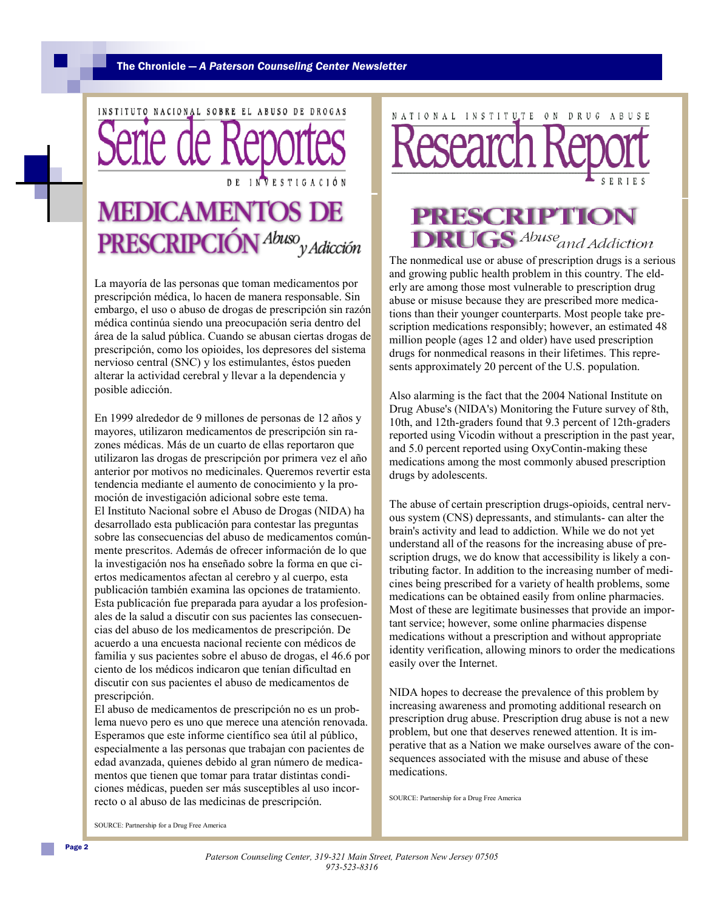INSTITUTO NACIONAL SOBRE EL ABUSO DE DROGAS

# Serie de Reportes

DE INVESTIGACIÓN

## MEDICAMENTOS DE PRESCRIPCIÓN *Abuso y Adicción*

La mayoría de las personas que toman medicamentos por prescripción médica, lo hacen de manera responsable. Sin embargo, el uso o abuso de drogas de prescripción sin razón médica continúa siendo una preocupación seria dentro del área de la salud pública. Cuando se abusan ciertas drogas de prescripción, como los opioides, los depresores del sistema nervioso central (SNC) y los estimulantes, éstos pueden alterar la actividad cerebral y llevar a la dependencia y posible adicción.

En 1999 alrededor de 9 millones de personas de 12 años y mayores, utilizaron medicamentos de prescripción sin razones médicas. Más de un cuarto de ellas reportaron que utilizaron las drogas de prescripción por primera vez el año anterior por motivos no medicinales. Queremos revertir esta tendencia mediante el aumento de conocimiento y la promoción de investigación adicional sobre este tema.

El Instituto Nacional sobre el Abuso de Drogas (NIDA) ha desarrollado esta publicación para contestar las preguntas sobre las consecuencias del abuso de medicamentos comúnmente prescritos. Además de ofrecer información de lo que la investigación nos ha enseñado sobre la forma en que ciertos medicamentos afectan al cerebro y al cuerpo, esta publicación también examina las opciones de tratamiento. Esta publicación fue preparada para ayudar a los profesionales de la salud a discutir con sus pacientes las consecuencias del abuso de los medicamentos de prescripción. De acuerdo a una encuesta nacional reciente con médicos de familia y sus pacientes sobre el abuso de drogas, el 46.6 por ciento de los médicos indicaron que tenían dificultad en discutir con sus pacientes el abuso de medicamentos de prescripción.

El abuso de medicamentos de prescripción no es un problema nuevo pero es uno que merece una atención renovada. Esperamos que este informe científico sea útil al público, especialmente a las personas que trabajan con pacientes de edad avanzada, quienes debido al gran número de medicamentos que tienen que tomar para tratar distintas condiciones médicas, pueden ser más susceptibles al uso incorrecto o al abuso de las medicinas de prescripción.

SOURCE: Partnership for a Drug Free America

NATIONAL INSTITUTE ON DRUG ABUSE

# Research Report

SERIES

## PRESCRIPTION DRUGS *Abuse and Addiction*

The nonmedical use or abuse of prescription drugs is a serious and growing public health problem in this country. The elderly are among those most vulnerable to prescription drug abuse or misuse because they are prescribed more medications than their younger counterparts. Most people take prescription medications responsibly; however, an estimated 48 million people (ages 12 and older) have used prescription drugs for nonmedical reasons in their lifetimes. This represents approximately 20 percent of the U.S. population.

Also alarming is the fact that the 2004 National Institute on Drug Abuse's (NIDA's) Monitoring the Future survey of 8th, 10th, and 12th-graders found that 9.3 percent of 12th-graders reported using Vicodin without a prescription in the past year, and 5.0 percent reported using OxyContin-making these medications among the most commonly abused prescription drugs by adolescents.

The abuse of certain prescription drugs-opioids, central nervous system (CNS) depressants, and stimulants- can alter the brain's activity and lead to addiction. While we do not yet understand all of the reasons for the increasing abuse of prescription drugs, we do know that accessibility is likely a contributing factor. In addition to the increasing number of medicines being prescribed for a variety of health problems, some medications can be obtained easily from online pharmacies. Most of these are legitimate businesses that provide an important service; however, some online pharmacies dispense medications without a prescription and without appropriate identity verification, allowing minors to order the medications easily over the Internet.

NIDA hopes to decrease the prevalence of this problem by increasing awareness and promoting additional research on prescription drug abuse. Prescription drug abuse is not a new problem, but one that deserves renewed attention. It is imperative that as a Nation we make ourselves aware of the consequences associated with the misuse and abuse of these medications.

SOURCE: Partnership for a Drug Free America

*Paterson Counseling Center, 319-321 Main Street, Paterson New Jersey 07505*
*973-523-8316*